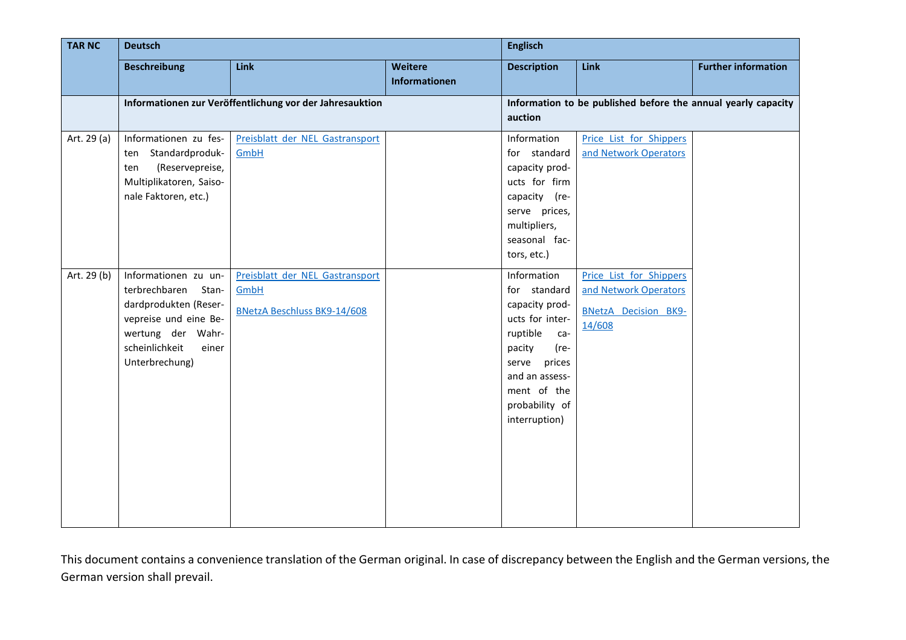| TAR NC | Deutsch | | | Englisch | | |
|---|---|---|---|---|---|---|
| | **Beschreibung** | **Link** | **Weitere Informationen** | **Description** | **Link** | **Further information** |
| | **Informationen zur Veröffentlichung vor der Jahresauktion** | | | **Information to be published before the annual yearly capacity auction** | | |
| Art. 29 (a) | Informationen zu festen Standardprodukten (Reservepreise, Multiplikatoren, Saisonale Faktoren, etc.) | Preisblatt der NEL Gastransport GmbH | | Information for standard capacity products for firm capacity (reserve prices, multipliers, seasonal factors, etc.) | Price List for Shippers and Network Operators | |
| Art. 29 (b) | Informationen zu unterbrechbaren Standardprodukten (Reservepreise und eine Bewertung der Wahrscheinlichkeit einer Unterbrechung) | Preisblatt der NEL Gastransport GmbH<br>BNetzA Beschluss BK9-14/608 | | Information for standard capacity products for interruptible capacity (reserve prices and an assessment of the probability of interruption) | Price List for Shippers and Network Operators<br>BNetzA Decision BK9-14/608 | |

This document contains a convenience translation of the German original. In case of discrepancy between the English and the German versions, the German version shall prevail.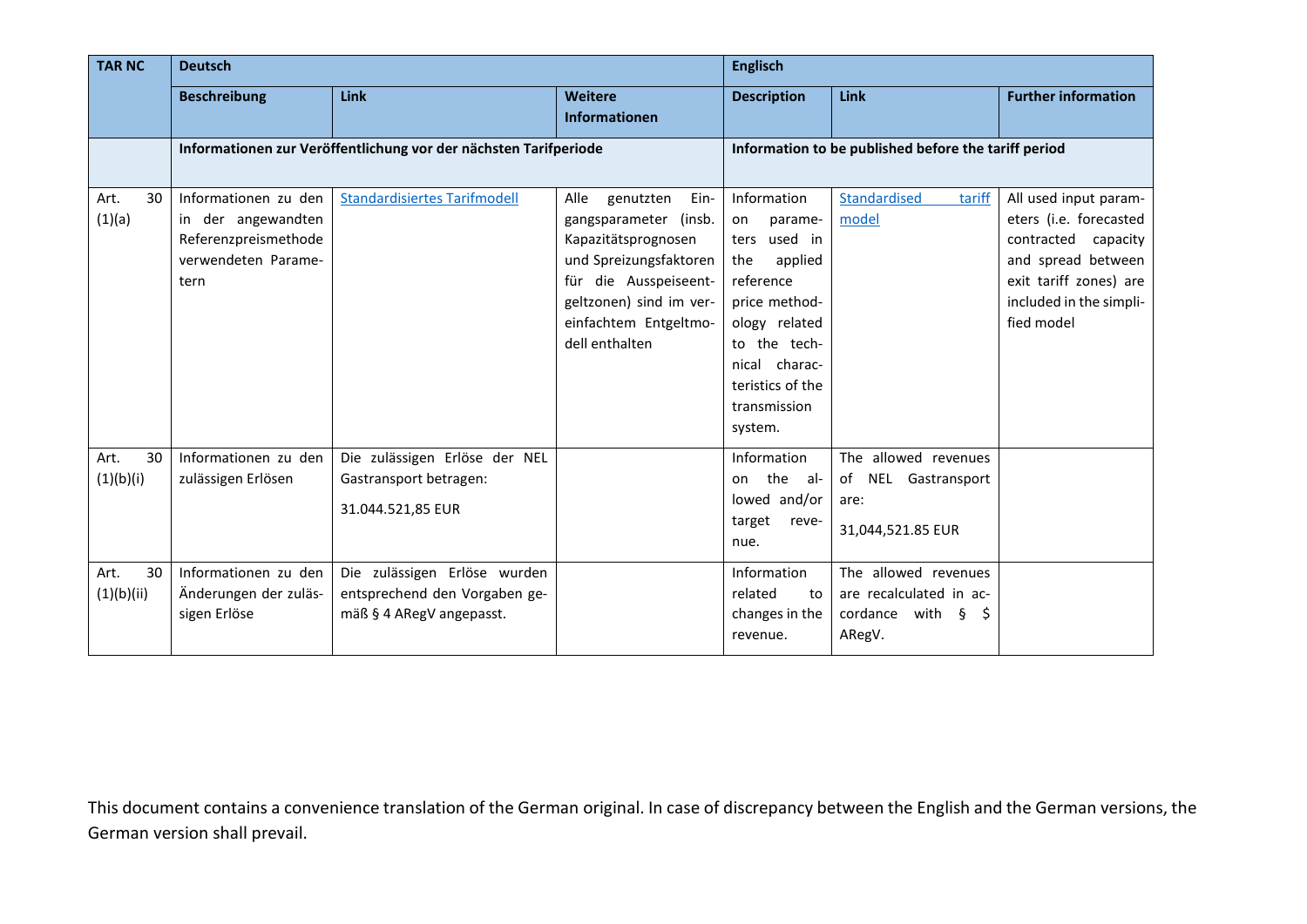| TAR NC | Deutsch | | | Englisch | | |
|---|---|---|---|---|---|---|
| | Beschreibung | Link | Weitere Informationen | Description | Link | Further information |
| | Informationen zur Veröffentlichung vor der nächsten Tarifperiode | | | Information to be published before the tariff period | | |
| Art. 30 (1)(a) | Informationen zu den in der angewandten Referenzpreismethode verwendeten Parametern | Standardisiertes Tarifmodell | Alle genutzten Eingangsparameter (insb. Kapazitätsprognosen und Spreizungsfaktoren für die Ausspeiseentgeltzonen) sind im vereinfachtem Entgeltmodell enthalten | Information on parameters used in the applied reference price methodology related to the technical characteristics of the transmission system. | Standardised tariff model | All used input parameters (i.e. forecasted contracted capacity and spread between exit tariff zones) are included in the simplified model |
| Art. 30 (1)(b)(i) | Informationen zu den zulässigen Erlösen | Die zulässigen Erlöse der NEL Gastransport betragen: 31.044.521,85 EUR | | Information on the allowed and/or target revenue. | The allowed revenues of NEL Gastransport are: 31,044,521.85 EUR | |
| Art. 30 (1)(b)(ii) | Informationen zu den Änderungen der zulässigen Erlöse | Die zulässigen Erlöse wurden entsprechend den Vorgaben gemäß § 4 ARegV angepasst. | | Information related to changes in the revenue. | The allowed revenues are recalculated in accordance with § $ ARegV. | |

This document contains a convenience translation of the German original. In case of discrepancy between the English and the German versions, the German version shall prevail.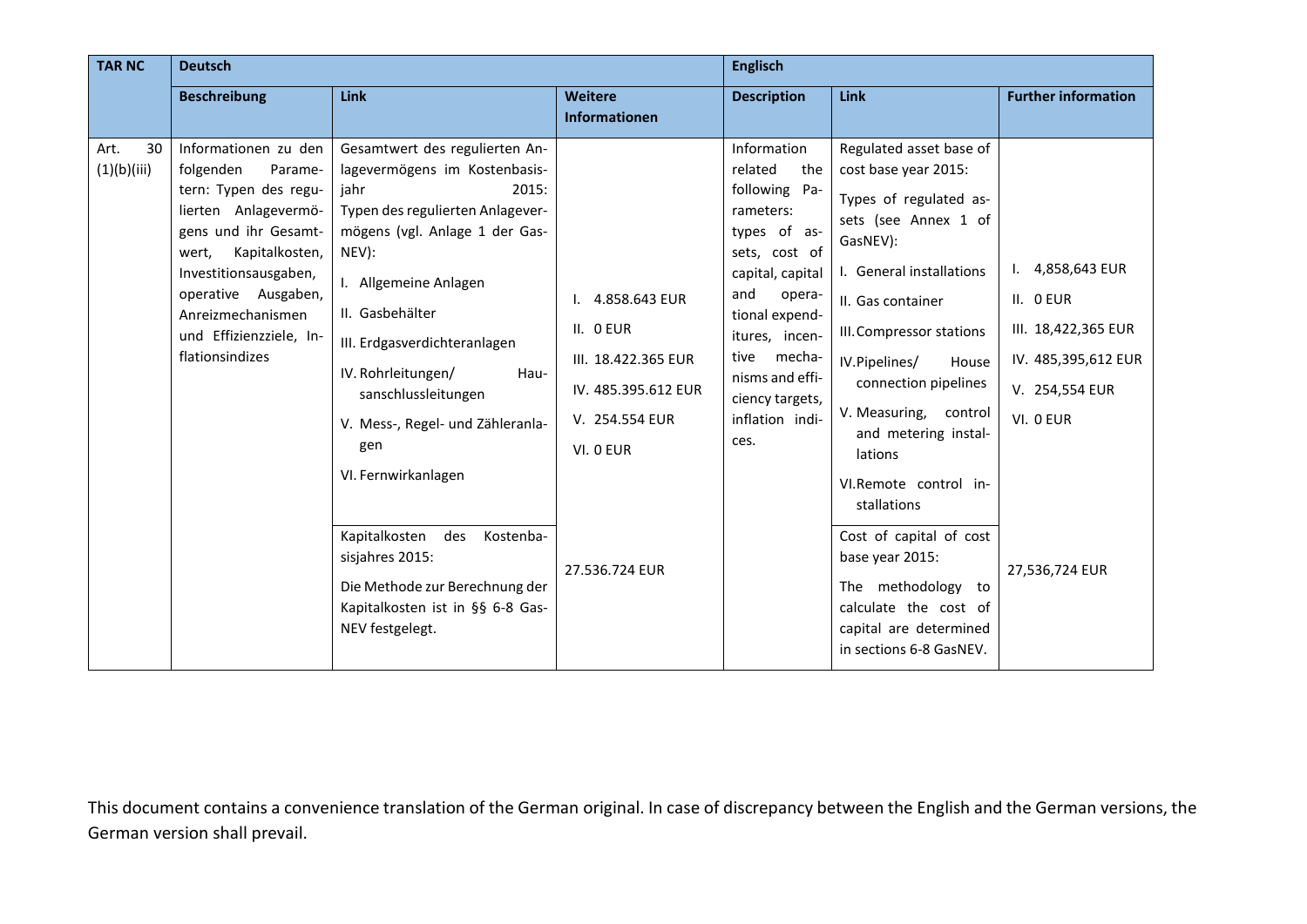| TAR NC | Deutsch | | | Englisch | | |
|---|---|---|---|---|---|---|
| | **Beschreibung** | **Link** | **Weitere Informationen** | **Description** | **Link** | **Further information** |
| Art. 30 (1)(b)(iii) | Informationen zu den folgenden Parametern: Typen des regulierten Anlagevermögens und ihr Gesamtwert, Kapitalkosten, Investitionsausgaben, operative Ausgaben, Anreizmechanismen und Effizienzziele, Inflationsindizes | Gesamtwert des regulierten Anlagevermögens im Kostenbasisjahr 2015: Typen des regulierten Anlagevermögens (vgl. Anlage 1 der GasNEV): I. Allgemeine Anlagen II. Gasbehälter III. Erdgasverdichteranlagen IV. Rohrleitungen/ Hausanschlussleitungen V. Mess-, Regel- und Zähleranlagen VI. Fernwirkanlagen | I. 4.858.643 EUR II. 0 EUR III. 18.422.365 EUR IV. 485.395.612 EUR V. 254.554 EUR VI. 0 EUR | Information related the following Parameters: types of assets, cost of capital, capital and operational expenditures, incentive mechanisms and efficiency targets, inflation indices. | Regulated asset base of cost base year 2015: Types of regulated assets (see Annex 1 of GasNEV): I. General installations II. Gas container III. Compressor stations IV. Pipelines/ House connection pipelines V. Measuring, control and metering installations VI. Remote control installations | I. 4,858,643 EUR II. 0 EUR III. 18,422,365 EUR IV. 485,395,612 EUR V. 254,554 EUR VI. 0 EUR |
| | | Kapitalkosten des Kostenbasisjahres 2015: Die Methode zur Berechnung der Kapitalkosten ist in §§ 6-8 GasNEV festgelegt. | 27.536.724 EUR | | Cost of capital of cost base year 2015: The methodology to calculate the cost of capital are determined in sections 6-8 GasNEV. | 27,536,724 EUR |

This document contains a convenience translation of the German original. In case of discrepancy between the English and the German versions, the German version shall prevail.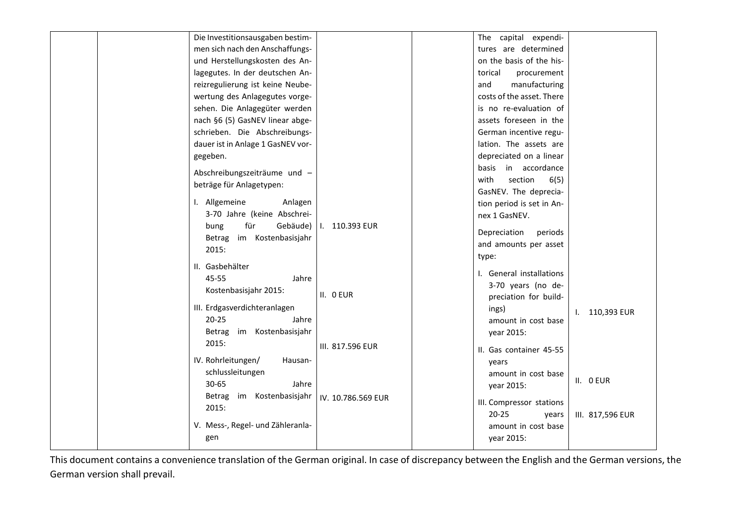| | | | | | | |
|---|---|---|---|---|---|---|
| | | Die Investitionsausgaben bestimmen sich nach den Anschaffungs- und Herstellungskosten des Anlagegutes. In der deutschen Anreizregulierung ist keine Neubewertung des Anlagegutes vorgesehen. Die Anlagegüter werden nach §6 (5) GasNEV linear abgeschrieben. Die Abschreibungsdauer ist in Anlage 1 GasNEV vorgegeben.<br><br>Abschreibungszeiträume und –beträge für Anlagetypen:<br><br>I. Allgemeine Anlagen 3-70 Jahre (keine Abschreibung für Gebäude) Betrag im Kostenbasisjahr 2015:<br><br>II. Gasbehälter 45-55 Jahre Kostenbasisjahr 2015:<br><br>III. Erdgasverdichteranlagen 20-25 Jahre Betrag im Kostenbasisjahr 2015:<br><br>IV. Rohrleitungen/ Hausanschlussleitungen 30-65 Jahre Betrag im Kostenbasisjahr 2015:<br><br>V. Mess-, Regel- und Zähleranlagen | I. 110.393 EUR<br><br>II. 0 EUR<br><br>III. 817.596 EUR<br><br>IV. 10.786.569 EUR | | The capital expenditures are determined on the basis of the historical procurement and manufacturing costs of the asset. There is no re-evaluation of assets foreseen in the German incentive regulation. The assets are depreciated on a linear basis in accordance with section 6(5) GasNEV. The depreciation period is set in Annex 1 GasNEV.<br><br>Depreciation periods and amounts per asset type:<br><br>I. General installations 3-70 years (no depreciation for buildings) amount in cost base year 2015:<br><br>II. Gas container 45-55 years amount in cost base year 2015:<br><br>III. Compressor stations 20-25 years amount in cost base year 2015: | I. 110,393 EUR<br><br>II. 0 EUR<br><br>III. 817,596 EUR |

This document contains a convenience translation of the German original. In case of discrepancy between the English and the German versions, the German version shall prevail.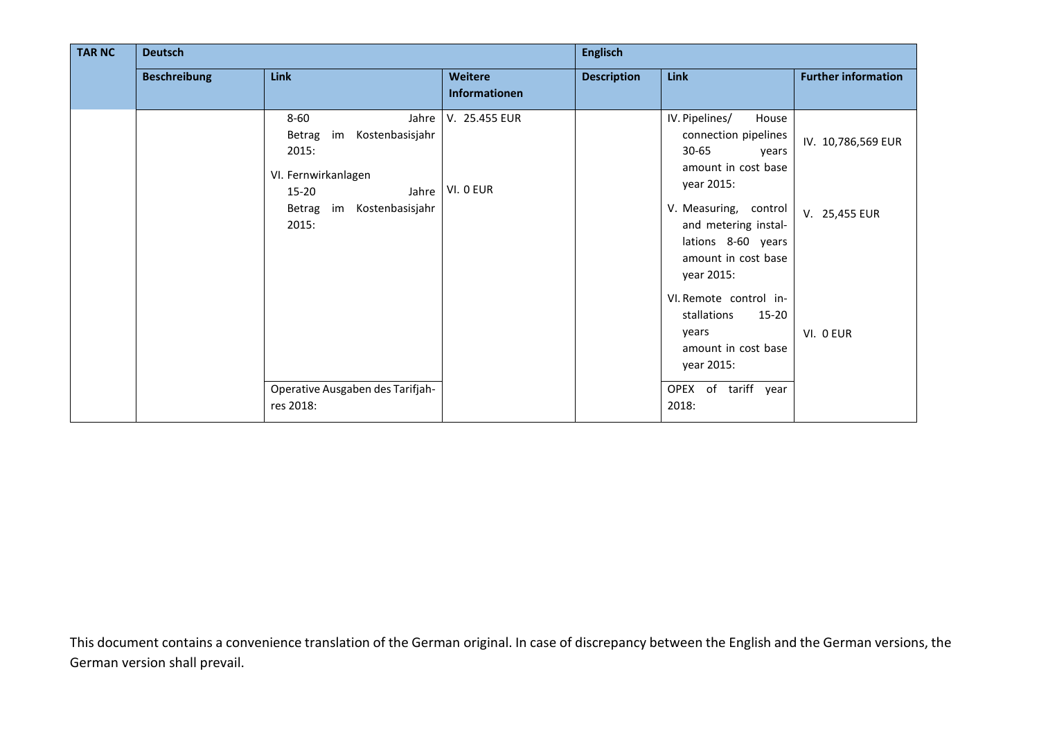| TAR NC | Deutsch | | | Englisch | | |
|---|---|---|---|---|---|---|
| | Beschreibung | Link | Weitere Informationen | Description | Link | Further information |
| | | 8-60 Jahre<br>Betrag im Kostenbasisjahr 2015:<br><br>VI. Fernwirkanlagen<br>15-20 Jahre<br>Betrag im Kostenbasisjahr 2015: | V. 25.455 EUR<br><br>VI. 0 EUR | | IV. Pipelines/ House connection pipelines 30-65 years amount in cost base year 2015:<br><br>V. Measuring, control and metering instal-lations 8-60 years amount in cost base year 2015:<br><br>VI. Remote control in-stallations 15-20 years amount in cost base year 2015: | IV. 10,786,569 EUR<br><br>V. 25,455 EUR<br><br>VI. 0 EUR |
| | | Operative Ausgaben des Tarifjah-res 2018: | | | OPEX of tariff year 2018: | |

This document contains a convenience translation of the German original. In case of discrepancy between the English and the German versions, the German version shall prevail.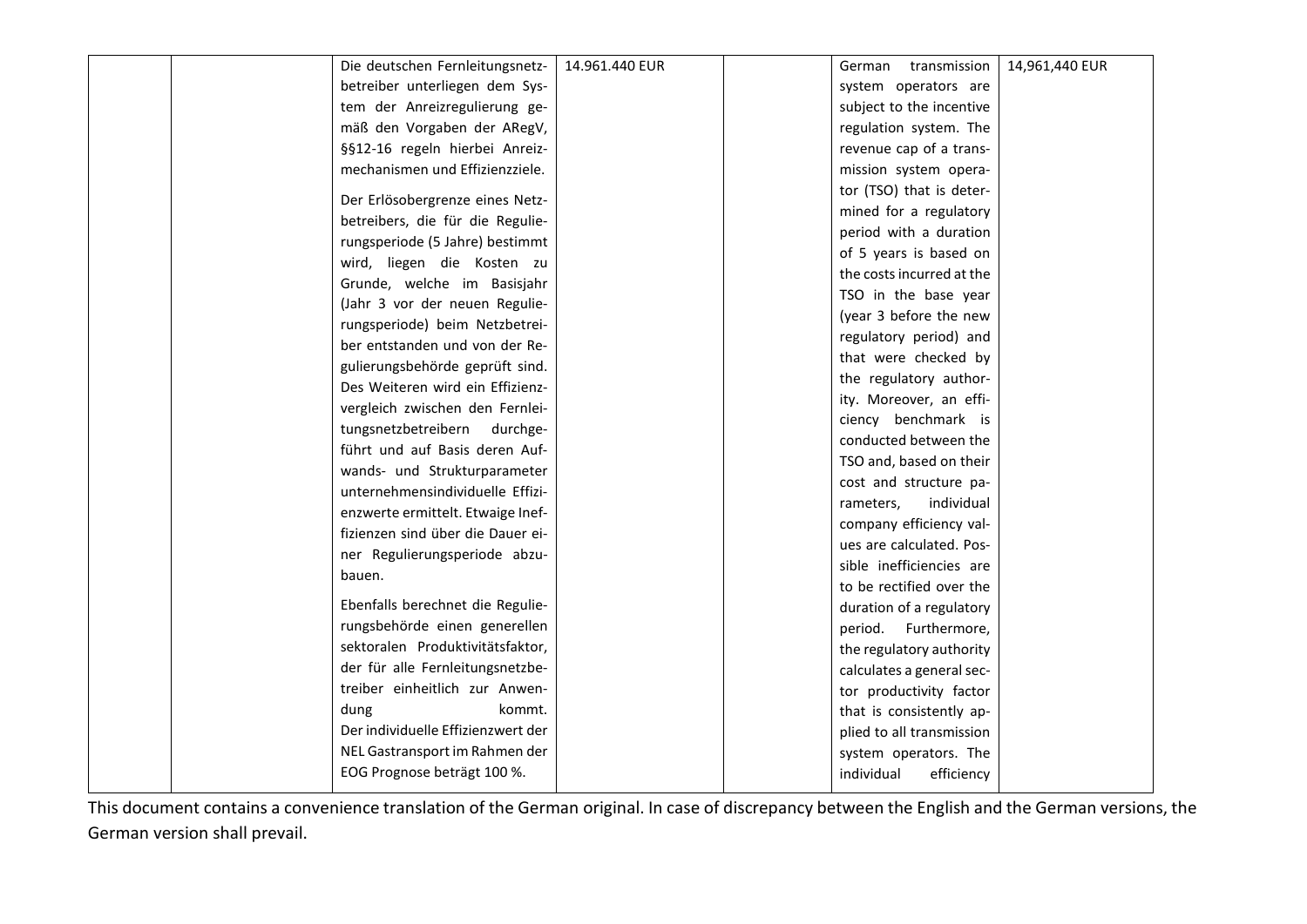| | | | | | | |
|---|---|---|---|---|---|---|
| | | Die deutschen Fernleitungsnetzbetreiber unterliegen dem System der Anreizregulierung gemäß den Vorgaben der ARegV, §§12-16 regeln hierbei Anreizmechanismen und Effizienzziele.<br><br>Der Erlösobergrenze eines Netzbetreibers, die für die Regulierungsperiode (5 Jahre) bestimmt wird, liegen die Kosten zu Grunde, welche im Basisjahr (Jahr 3 vor der neuen Regulierungsperiode) beim Netzbetreiber entstanden und von der Regulierungsbehörde geprüft sind. Des Weiteren wird ein Effizienzvergleich zwischen den Fernleitungsnetzbetreibern durchgeführt und auf Basis deren Aufwands- und Strukturparameter unternehmensindividuelle Effizienzwerte ermittelt. Etwaige Ineffizienzen sind über die Dauer einer Regulierungsperiode abzubauen.<br><br>Ebenfalls berechnet die Regulierungsbehörde einen generellen sektoralen Produktivitätsfaktor, der für alle Fernleitungsnetzbetreiber einheitlich zur Anwendung kommt. Der individuelle Effizienzwert der NEL Gastransport im Rahmen der EOG Prognose beträgt 100 %. | 14.961.440 EUR | | German transmission system operators are subject to the incentive regulation system. The revenue cap of a transmission system operator (TSO) that is determined for a regulatory period with a duration of 5 years is based on the costs incurred at the TSO in the base year (year 3 before the new regulatory period) and that were checked by the regulatory authority. Moreover, an efficiency benchmark is conducted between the TSO and, based on their cost and structure parameters, individual company efficiency values are calculated. Possible inefficiencies are to be rectified over the duration of a regulatory period. Furthermore, the regulatory authority calculates a general sector productivity factor that is consistently applied to all transmission system operators. The individual efficiency | 14,961,440 EUR |

This document contains a convenience translation of the German original. In case of discrepancy between the English and the German versions, the German version shall prevail.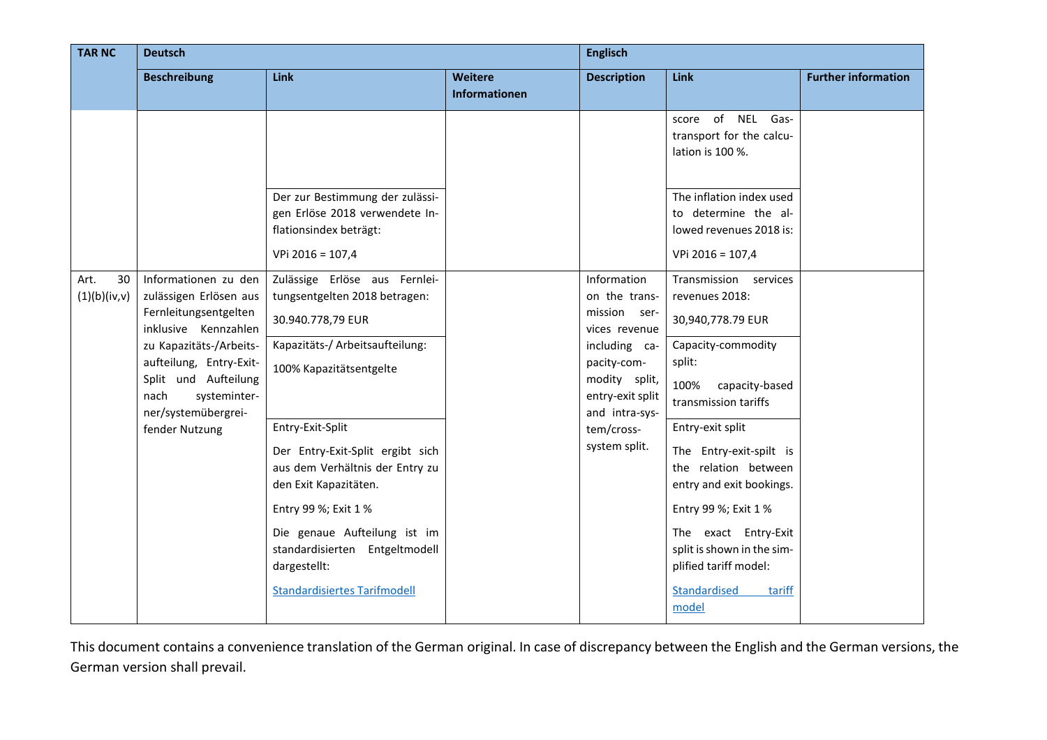| TAR NC | Deutsch | | | Englisch | | |
|---|---|---|---|---|---|---|
| | Beschreibung | Link | Weitere Informationen | Description | Link | Further information |
| | | | | | score of NEL Gas-transport for the calculation is 100 %. | |
| | | Der zur Bestimmung der zulässigen Erlöse 2018 verwendete Inflationsindex beträgt: VPi 2016 = 107,4 | | | The inflation index used to determine the allowed revenues 2018 is: VPi 2016 = 107,4 | |
| Art. 30 (1)(b)(iv,v) | Informationen zu den zulässigen Erlösen aus Fernleitungsentgelten inklusive Kennzahlen zu Kapazitäts-/Arbeitsaufteilung, Entry-Exit-Split und Aufteilung nach systeminterner/systemübergreifender Nutzung | Zulässige Erlöse aus Fernleitungsentgelten 2018 betragen: 30.940.778,79 EUR | | Information on the transmission services revenue including capacity-commodity split, entry-exit split and intra-system/cross-system split. | Transmission services revenues 2018: 30,940,778.79 EUR | |
| | | Kapazitäts-/ Arbeitsaufteilung: 100% Kapazitätsentgelte | | | Capacity-commodity split: 100% capacity-based transmission tariffs | |
| | | Entry-Exit-Split<br>Der Entry-Exit-Split ergibt sich aus dem Verhältnis der Entry zu den Exit Kapazitäten.<br>Entry 99 %; Exit 1 %<br>Die genaue Aufteilung ist im standardisierten Entgeltmodell dargestellt:<br>Standardisiertes Tarifmodell | | | Entry-exit split<br>The Entry-exit-spilt is the relation between entry and exit bookings.<br>Entry 99 %; Exit 1 %<br>The exact Entry-Exit split is shown in the simplified tariff model:<br>Standardised tariff model | |

This document contains a convenience translation of the German original. In case of discrepancy between the English and the German versions, the German version shall prevail.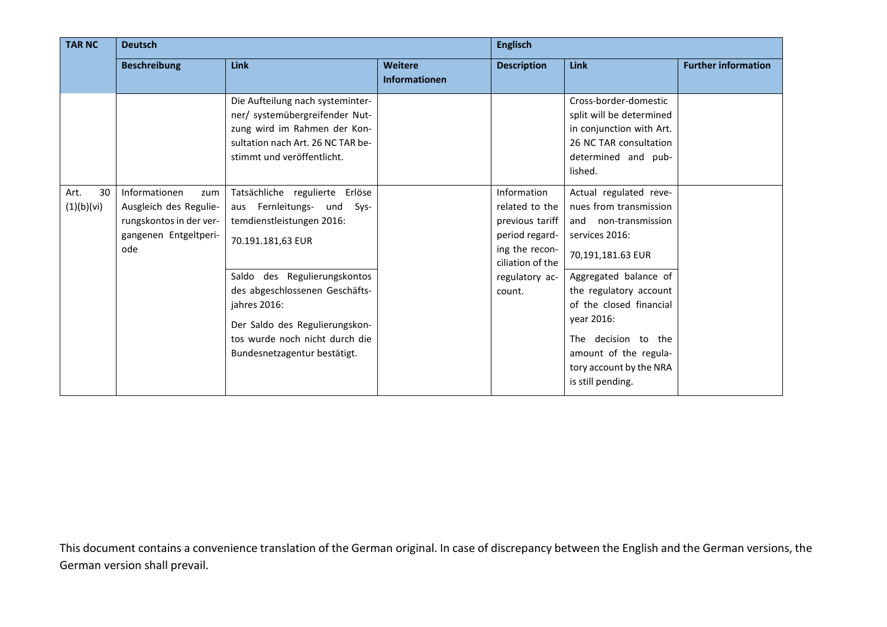| TAR NC | Deutsch | | | Englisch | | |
|---|---|---|---|---|---|---|
| | Beschreibung | Link | Weitere Informationen | Description | Link | Further information |
| | | Die Aufteilung nach systeminterner/ systemübergreifender Nutzung wird im Rahmen der Konsultation nach Art. 26 NC TAR bestimmt und veröffentlicht. | | | Cross-border-domestic split will be determined in conjunction with Art. 26 NC TAR consultation determined and published. | |
| Art. 30 (1)(b)(vi) | Informationen zum Ausgleich des Regulierungskontos in der vergangenen Entgeltperiode | Tatsächliche regulierte Erlöse aus Fernleitungs- und Systemdienstleistungen 2016:<br><br>70.191.181,63 EUR<br><br>Saldo des Regulierungskontos des abgeschlossenen Geschäftsjahres 2016:<br><br>Der Saldo des Regulierungskontos wurde noch nicht durch die Bundesnetzagentur bestätigt. | | Information related to the previous tariff period regarding the reconciliation of the regulatory account. | Actual regulated revenues from transmission and non-transmission services 2016:<br><br>70,191,181.63 EUR<br><br>Aggregated balance of the regulatory account of the closed financial year 2016:<br><br>The decision to the amount of the regulatory account by the NRA is still pending. | |

This document contains a convenience translation of the German original. In case of discrepancy between the English and the German versions, the German version shall prevail.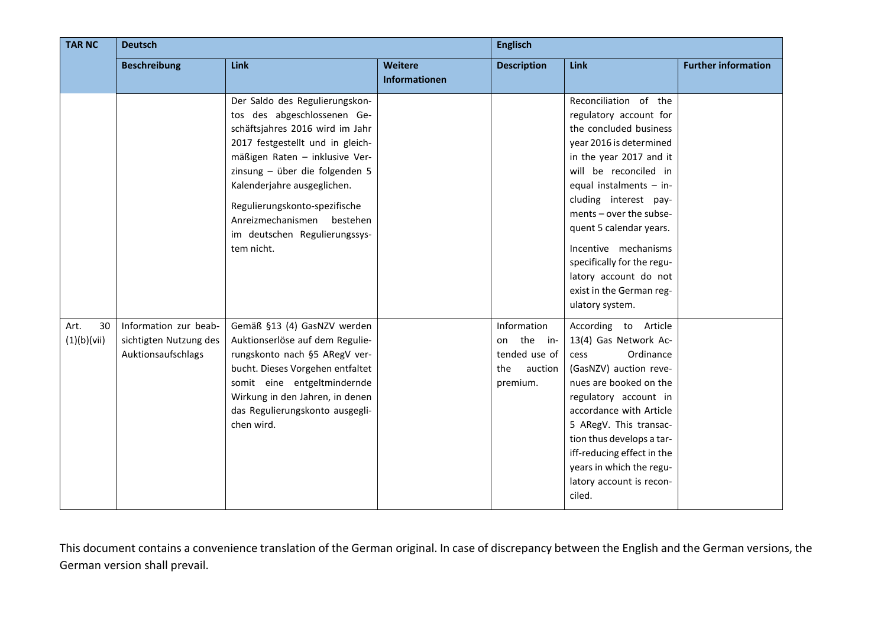| TAR NC | Deutsch | | | Englisch | | |
|---|---|---|---|---|---|---|
| | Beschreibung | Link | Weitere Informationen | Description | Link | Further information |
| | | Der Saldo des Regulierungskontos des abgeschlossenen Geschäftsjahres 2016 wird im Jahr 2017 festgestellt und in gleichmäßigen Raten – inklusive Verzinsung – über die folgenden 5 Kalenderjahre ausgeglichen.<br><br>Regulierungskonto-spezifische Anreizmechanismen bestehen im deutschen Regulierungssystem nicht. | | | Reconciliation of the regulatory account for the concluded business year 2016 is determined in the year 2017 and it will be reconciled in equal instalments – including interest payments – over the subsequent 5 calendar years.<br><br>Incentive mechanisms specifically for the regulatory account do not exist in the German regulatory system. | |
| Art. 30 (1)(b)(vii) | Information zur beabsichtigten Nutzung des Auktionsaufschlags | Gemäß §13 (4) GasNZV werden Auktionserlöse auf dem Regulierungskonto nach §5 ARegV verbucht. Dieses Vorgehen entfaltet somit eine entgeltmindernde Wirkung in den Jahren, in denen das Regulierungskonto ausgeglichen wird. | | Information on the intended use of the auction premium. | According to Article 13(4) Gas Network Access Ordinance (GasNZV) auction revenues are booked on the regulatory account in accordance with Article 5 ARegV. This transaction thus develops a tariff-reducing effect in the years in which the regulatory account is reconciled. | |

This document contains a convenience translation of the German original. In case of discrepancy between the English and the German versions, the German version shall prevail.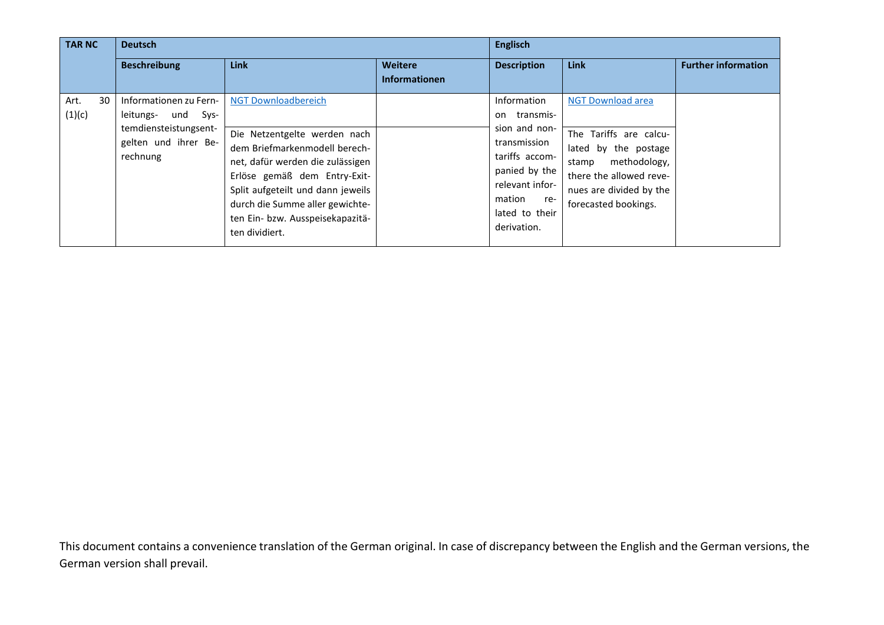| TAR NC | Deutsch | | | Englisch | | |
|---|---|---|---|---|---|---|
| | **Beschreibung** | **Link** | **Weitere Informationen** | **Description** | **Link** | **Further information** |
| Art. 30 (1)(c) | Informationen zu Fernleitungs- und Systemdienstleistungsentgelten und ihrer Berechnung | NGT Downloadbereich | | Information on transmission and non-transmission tariffs accompanied by the relevant information related to their derivation. | NGT Download area | |
| | | Die Netzentgelte werden nach dem Briefmarkenmodell berechnet, dafür werden die zulässigen Erlöse gemäß dem Entry-Exit-Split aufgeteilt und dann jeweils durch die Summe aller gewichteten Ein- bzw. Ausspeisekapazitäten dividiert. | | | The Tariffs are calculated by the postage stamp methodology, there the allowed revenues are divided by the forecasted bookings. | |

This document contains a convenience translation of the German original. In case of discrepancy between the English and the German versions, the German version shall prevail.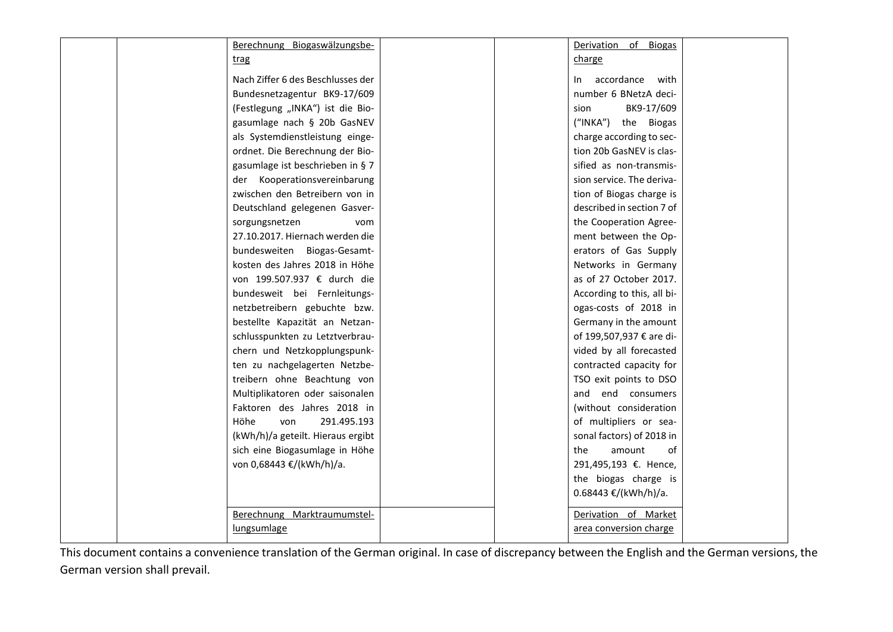| | | | | | | |
|---|---|---|---|---|---|---|
| | | <u>Berechnung Biogaswälzungsbetrag</u><br><br>Nach Ziffer 6 des Beschlusses der Bundesnetzagentur BK9-17/609 (Festlegung „INKA“) ist die Biogasumlage nach § 20b GasNEV als Systemdienstleistung eingeordnet. Die Berechnung der Biogasumlage ist beschrieben in § 7 der Kooperationsvereinbarung zwischen den Betreibern von in Deutschland gelegenen Gasversorgungsnetzen vom 27.10.2017. Hiernach werden die bundesweiten Biogas-Gesamtkosten des Jahres 2018 in Höhe von 199.507.937 € durch die bundesweit bei Fernleitungsnetzbetreibern gebuchte bzw. bestellte Kapazität an Netzanschlusspunkten zu Letztverbrauchern und Netzkopplungspunkten zu nachgelagerten Netzbetreibern ohne Beachtung von Multiplikatoren oder saisonalen Faktoren des Jahres 2018 in Höhe von 291.495.193 (kWh/h)/a geteilt. Hieraus ergibt sich eine Biogasumlage in Höhe von 0,68443 €/(kWh/h)/a. | | | <u>Derivation of Biogas charge</u><br><br>In accordance with number 6 BNetzA decision BK9-17/609 ("INKA") the Biogas charge according to section 20b GasNEV is classified as non-transmission service. The derivation of Biogas charge is described in section 7 of the Cooperation Agreement between the Operators of Gas Supply Networks in Germany as of 27 October 2017. According to this, all biogas-costs of 2018 in Germany in the amount of 199,507,937 € are divided by all forecasted contracted capacity for TSO exit points to DSO and end consumers (without consideration of multipliers or seasonal factors) of 2018 in the amount of 291,495,193 €. Hence, the biogas charge is 0.68443 €/(kWh/h)/a. | |
| | | <u>Berechnung Marktraumumstellungsumlage</u> | | | <u>Derivation of Market area conversion charge</u> | |

This document contains a convenience translation of the German original. In case of discrepancy between the English and the German versions, the German version shall prevail.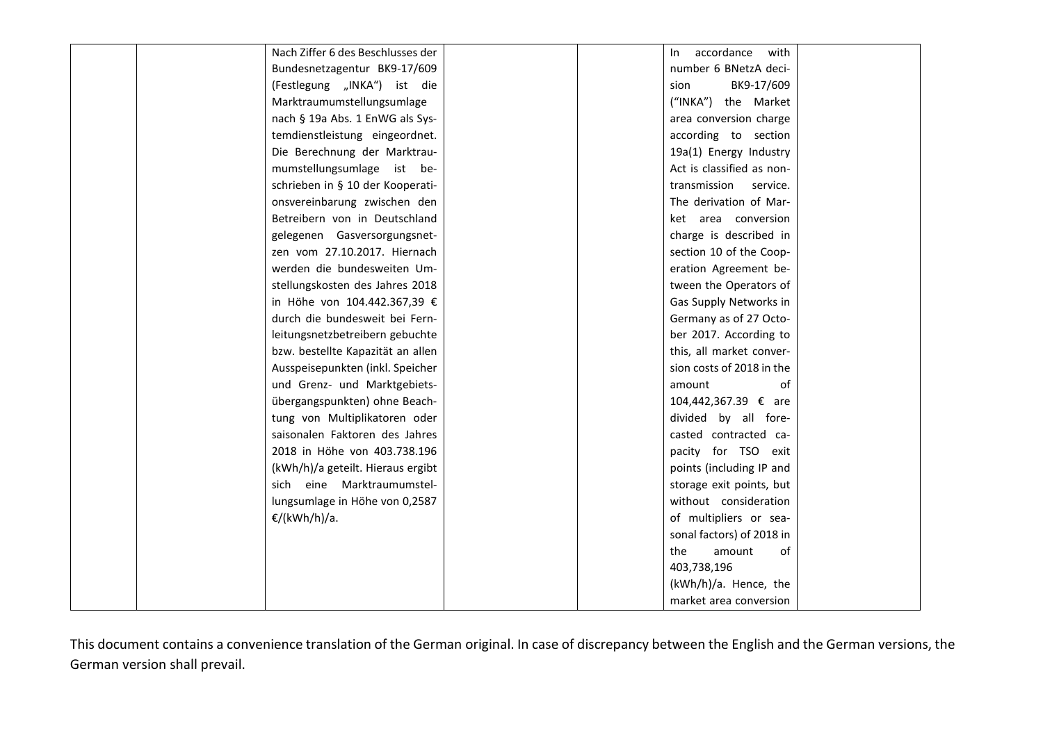| | | | | | | |
|---|---|---|---|---|---|---|
| | | Nach Ziffer 6 des Beschlusses der Bundesnetzagentur BK9-17/609 (Festlegung „INKA") ist die Marktraumumstellungsumlage nach § 19a Abs. 1 EnWG als Systemdienstleistung eingeordnet. Die Berechnung der Marktraumumstellungsumlage ist beschrieben in § 10 der Kooperationsvereinbarung zwischen den Betreibern von in Deutschland gelegenen Gasversorgungsnetzen vom 27.10.2017. Hiernach werden die bundesweiten Umstellungskosten des Jahres 2018 in Höhe von 104.442.367,39 € durch die bundesweit bei Fernleitungsnetzbetreibern gebuchte bzw. bestellte Kapazität an allen Ausspeisepunkten (inkl. Speicher und Grenz- und Marktgebietsübergangspunkten) ohne Beachtung von Multiplikatoren oder saisonalen Faktoren des Jahres 2018 in Höhe von 403.738.196 (kWh/h)/a geteilt. Hieraus ergibt sich eine Marktraumumstellungsumlage in Höhe von 0,2587 €/(kWh/h)/a. | | | In accordance with number 6 BNetzA decision BK9-17/609 ("INKA") the Market area conversion charge according to section 19a(1) Energy Industry Act is classified as non-transmission service. The derivation of Market area conversion charge is described in section 10 of the Cooperation Agreement between the Operators of Gas Supply Networks in Germany as of 27 October 2017. According to this, all market conversion costs of 2018 in the amount of 104,442,367.39 € are divided by all forecasted contracted capacity for TSO exit points (including IP and storage exit points, but without consideration of multipliers or seasonal factors) of 2018 in the amount of 403,738,196 (kWh/h)/a. Hence, the market area conversion | |

This document contains a convenience translation of the German original. In case of discrepancy between the English and the German versions, the German version shall prevail.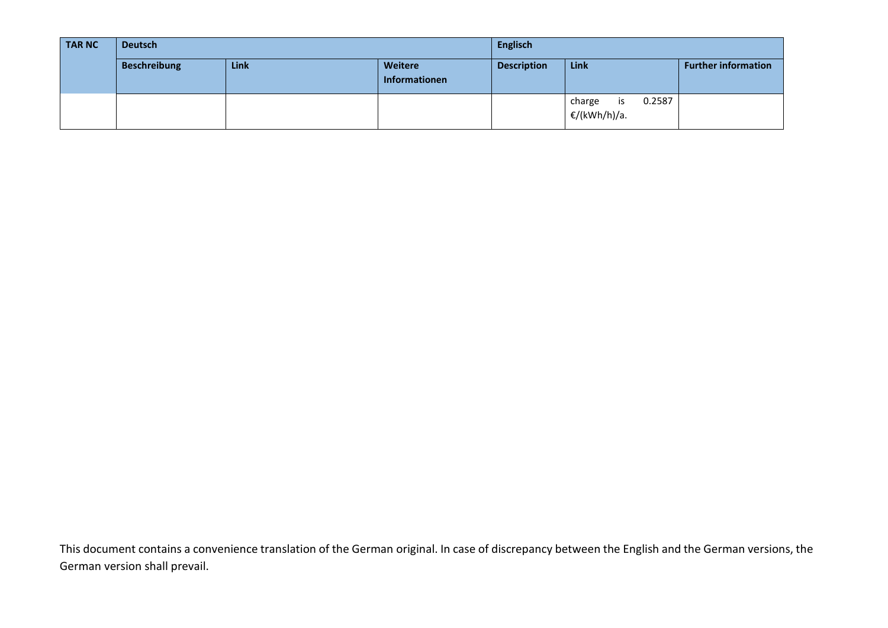| TAR NC | Deutsch | | | Englisch | | |
|---|---|---|---|---|---|---|
| | Beschreibung | Link | Weitere Informationen | Description | Link | Further information |
| | | | | | charge is 0.2587 €/(kWh/h)/a. | |

This document contains a convenience translation of the German original. In case of discrepancy between the English and the German versions, the German version shall prevail.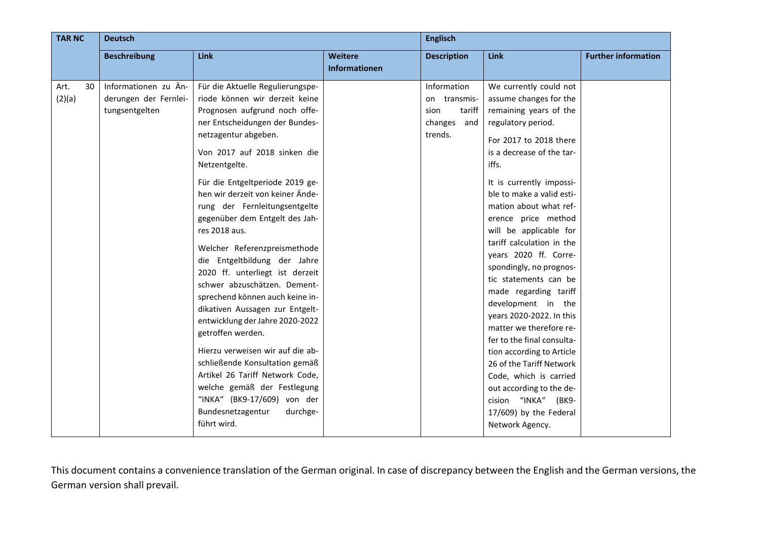| TAR NC | Deutsch | | | Englisch | | |
|---|---|---|---|---|---|---|
| | **Beschreibung** | **Link** | **Weitere Informationen** | **Description** | **Link** | **Further information** |
| Art. 30 (2)(a) | Informationen zu Änderungen der Fernleitungsentgelten | Für die Aktuelle Regulierungsperiode können wir derzeit keine Prognosen aufgrund noch offener Entscheidungen der Bundesnetzagentur abgeben.<br><br>Von 2017 auf 2018 sinken die Netzentgelte.<br><br>Für die Entgeltperiode 2019 gehen wir derzeit von keiner Änderung der Fernleitungsentgelte gegenüber dem Entgelt des Jahres 2018 aus.<br><br>Welcher Referenzpreismethode die Entgeltbildung der Jahre 2020 ff. unterliegt ist derzeit schwer abzuschätzen. Dementsprechend können auch keine indikativen Aussagen zur Entgeltentwicklung der Jahre 2020-2022 getroffen werden.<br><br>Hierzu verweisen wir auf die abschließende Konsultation gemäß Artikel 26 Tariff Network Code, welche gemäß der Festlegung "INKA" (BK9-17/609) von der Bundesnetzagentur durchgeführt wird. | | Information on transmission tariff changes and trends. | We currently could not assume changes for the remaining years of the regulatory period.<br><br>For 2017 to 2018 there is a decrease of the tariffs.<br><br>It is currently impossible to make a valid estimation about what reference price method will be applicable for tariff calculation in the years 2020 ff. Correspondingly, no prognostic statements can be made regarding tariff development in the years 2020-2022. In this matter we therefore refer to the final consultation according to Article 26 of the Tariff Network Code, which is carried out according to the decision "INKA" (BK9-17/609) by the Federal Network Agency. | |

This document contains a convenience translation of the German original. In case of discrepancy between the English and the German versions, the German version shall prevail.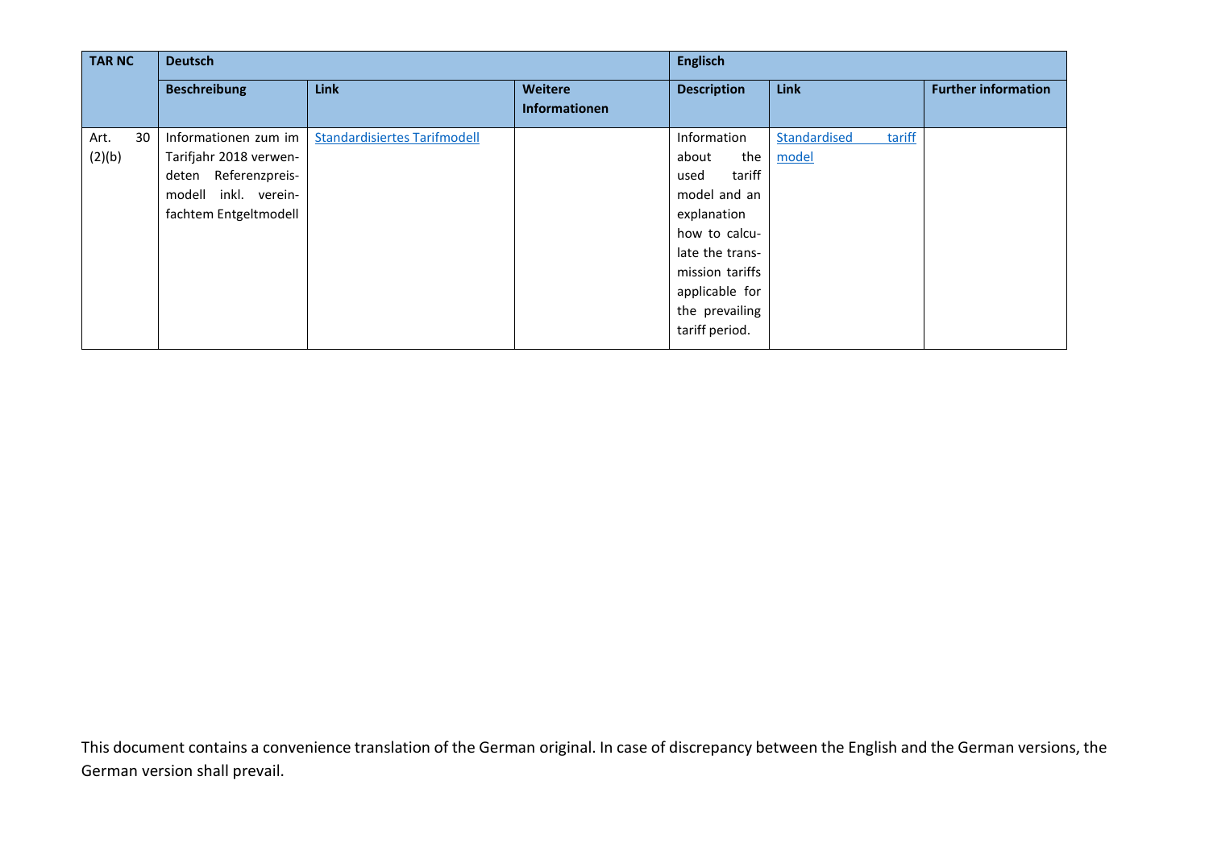| TAR NC | Deutsch | | | Englisch | | |
|---|---|---|---|---|---|---|
| | **Beschreibung** | **Link** | **Weitere Informationen** | **Description** | **Link** | **Further information** |
| Art. 30 (2)(b) | Informationen zum im Tarifjahr 2018 verwendeten Referenzpreismodell inkl. vereinfachtem Entgeltmodell | Standardisiertes Tarifmodell | | Information about the used tariff model and an explanation how to calculate the transmission tariffs applicable for the prevailing tariff period. | Standardised tariff model | |

This document contains a convenience translation of the German original. In case of discrepancy between the English and the German versions, the German version shall prevail.